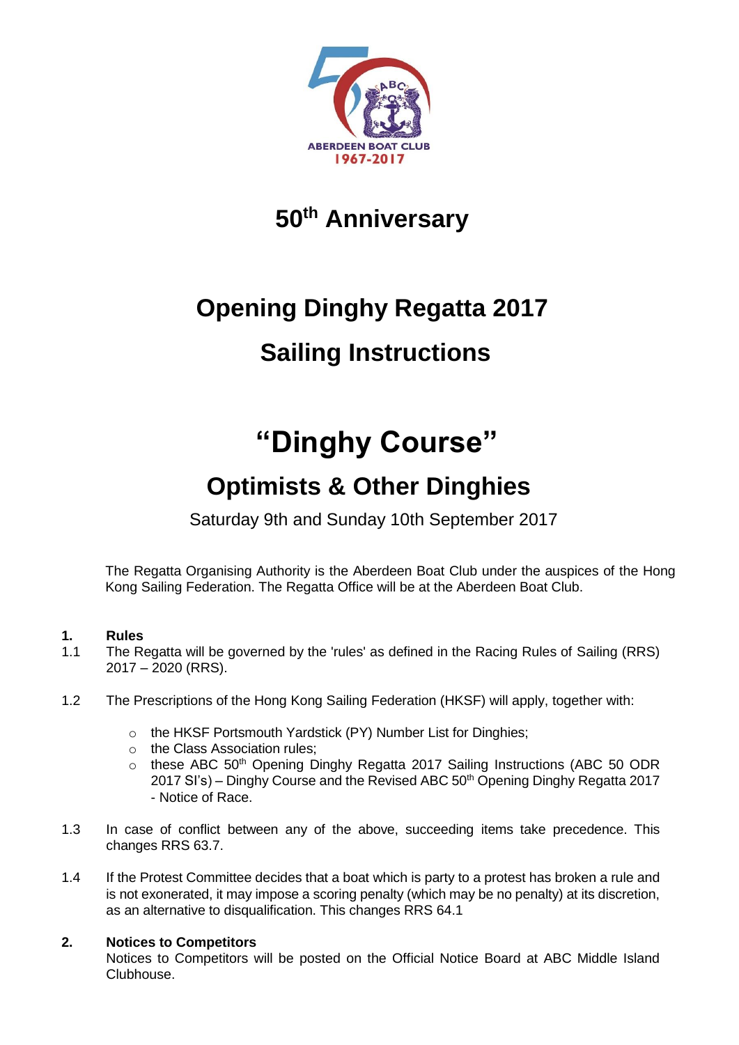# 50th Anniversary

# Opening Dinghy Regatta 2017

# Sailing Instructions

# "Dinghy Course"

## Optimists & Other Dinghies

Saturday 9th and Sunday 10th September 2017

The Regatta Organising Authority is the Aberdeen Boat Club under the auspices of the Hong Kong Sailing Federation. The Regatta Office will be at the Aberdeen Boat Club.

**1. Rules**

1.1 The Regatta will be governed by the 'rules' as defined in the Racing Rules of Sailing (RRS) 2017 – 2020 (RRS).

1.2 The Prescriptions of the Hong Kong Sailing Federation (HKSF) will apply, together with:

- the HKSF Portsmouth Yardstick (PY) Number List for Dinghies;
- the Class Association rules;
- these ABC 50th Opening Dinghy Regatta 2017 Sailing Instructions (ABC 50 ODR 2017 SI's) – Dinghy Course and the Revised ABC 50th Opening Dinghy Regatta 2017 - Notice of Race.

1.3 In case of conflict between any of the above, succeeding items take precedence. This changes RRS 63.7.

1.4 If the Protest Committee decides that a boat which is party to a protest has broken a rule and is not exonerated, it may impose a scoring penalty (which may be no penalty) at its discretion, as an alternative to disqualification. This changes RRS 64.1

**2. Notices to Competitors**

Notices to Competitors will be posted on the Official Notice Board at ABC Middle Island Clubhouse.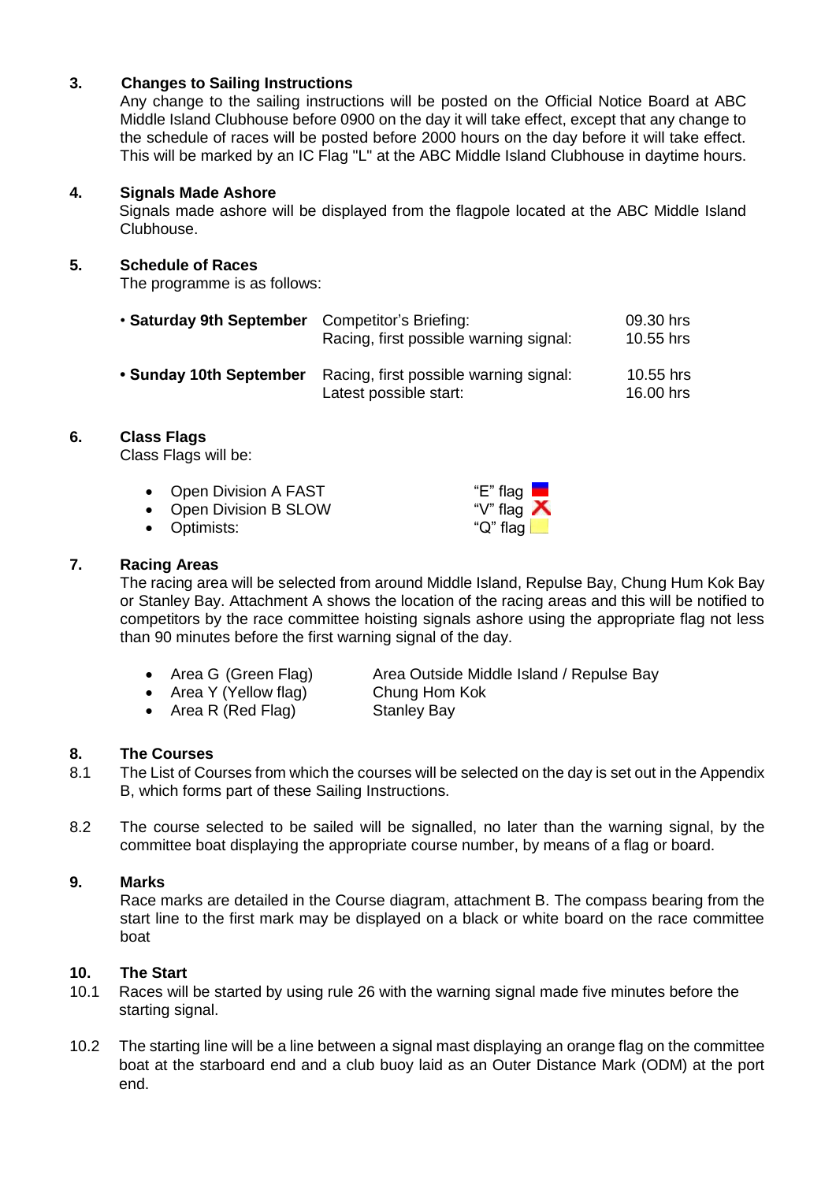### 3. Changes to Sailing Instructions

Any change to the sailing instructions will be posted on the Official Notice Board at ABC Middle Island Clubhouse before 0900 on the day it will take effect, except that any change to the schedule of races will be posted before 2000 hours on the day before it will take effect. This will be marked by an IC Flag "L" at the ABC Middle Island Clubhouse in daytime hours.

### 4. Signals Made Ashore

Signals made ashore will be displayed from the flagpole located at the ABC Middle Island Clubhouse.

### 5. Schedule of Races

The programme is as follows:

| | | |
|---|---|---|
| • **Saturday 9th September** | Competitor's Briefing: | 09.30 hrs |
| | Racing, first possible warning signal: | 10.55 hrs |
| • **Sunday 10th September** | Racing, first possible warning signal: | 10.55 hrs |
| | Latest possible start: | 16.00 hrs |

### 6. Class Flags

Class Flags will be:

- Open Division A FAST — "E" flag
- Open Division B SLOW — "V" flag
- Optimists: — "Q" flag

### 7. Racing Areas

The racing area will be selected from around Middle Island, Repulse Bay, Chung Hum Kok Bay or Stanley Bay. Attachment A shows the location of the racing areas and this will be notified to competitors by the race committee hoisting signals ashore using the appropriate flag not less than 90 minutes before the first warning signal of the day.

- Area G (Green Flag) — Area Outside Middle Island / Repulse Bay
- Area Y (Yellow flag) — Chung Hom Kok
- Area R (Red Flag) — Stanley Bay

### 8. The Courses

8.1 The List of Courses from which the courses will be selected on the day is set out in the Appendix B, which forms part of these Sailing Instructions.

8.2 The course selected to be sailed will be signalled, no later than the warning signal, by the committee boat displaying the appropriate course number, by means of a flag or board.

### 9. Marks

Race marks are detailed in the Course diagram, attachment B. The compass bearing from the start line to the first mark may be displayed on a black or white board on the race committee boat

### 10. The Start

10.1 Races will be started by using rule 26 with the warning signal made five minutes before the starting signal.

10.2 The starting line will be a line between a signal mast displaying an orange flag on the committee boat at the starboard end and a club buoy laid as an Outer Distance Mark (ODM) at the port end.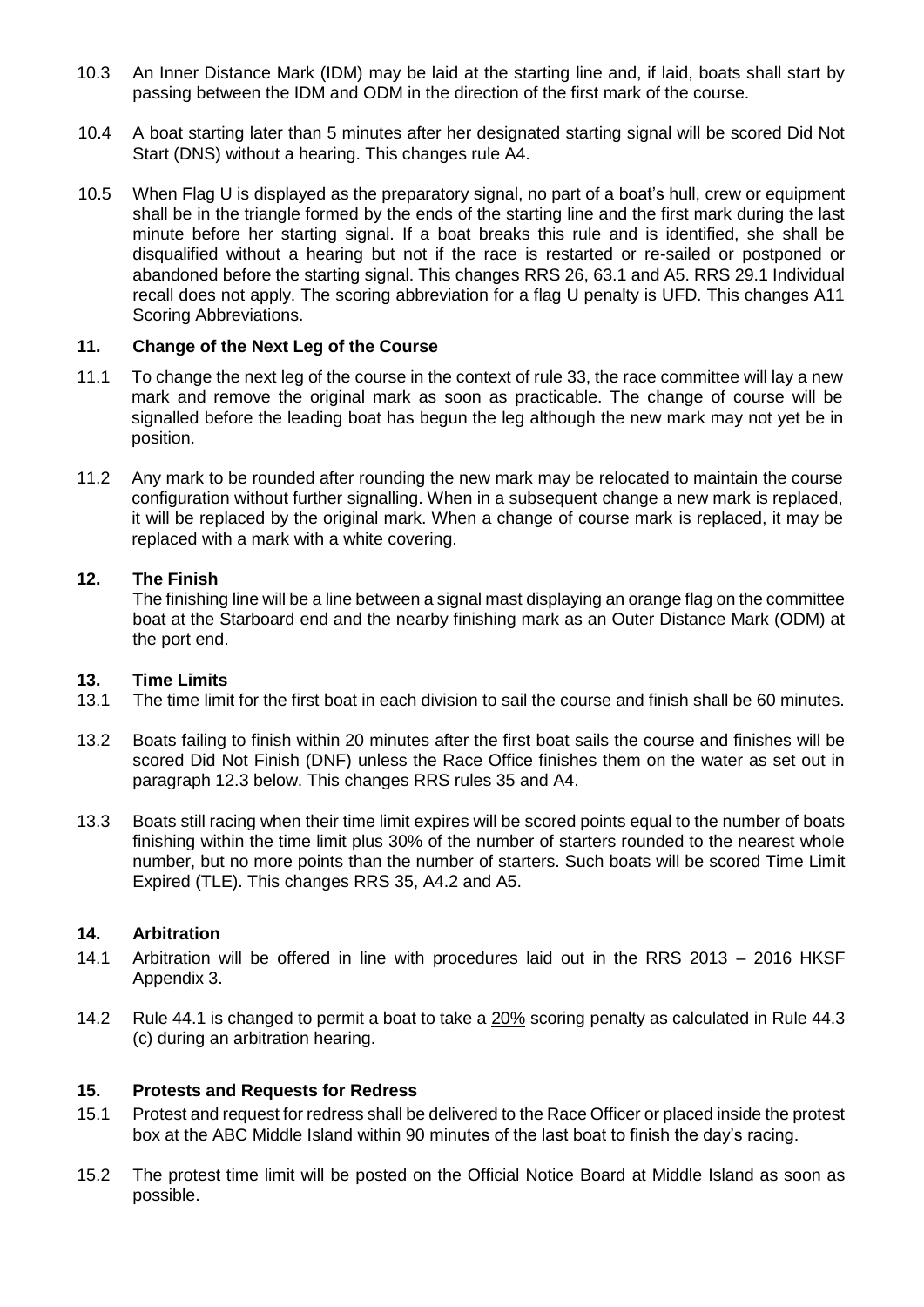10.3 An Inner Distance Mark (IDM) may be laid at the starting line and, if laid, boats shall start by passing between the IDM and ODM in the direction of the first mark of the course.

10.4 A boat starting later than 5 minutes after her designated starting signal will be scored Did Not Start (DNS) without a hearing. This changes rule A4.

10.5 When Flag U is displayed as the preparatory signal, no part of a boat's hull, crew or equipment shall be in the triangle formed by the ends of the starting line and the first mark during the last minute before her starting signal. If a boat breaks this rule and is identified, she shall be disqualified without a hearing but not if the race is restarted or re-sailed or postponed or abandoned before the starting signal. This changes RRS 26, 63.1 and A5. RRS 29.1 Individual recall does not apply. The scoring abbreviation for a flag U penalty is UFD. This changes A11 Scoring Abbreviations.

### 11. Change of the Next Leg of the Course

11.1 To change the next leg of the course in the context of rule 33, the race committee will lay a new mark and remove the original mark as soon as practicable. The change of course will be signalled before the leading boat has begun the leg although the new mark may not yet be in position.

11.2 Any mark to be rounded after rounding the new mark may be relocated to maintain the course configuration without further signalling. When in a subsequent change a new mark is replaced, it will be replaced by the original mark. When a change of course mark is replaced, it may be replaced with a mark with a white covering.

### 12. The Finish

The finishing line will be a line between a signal mast displaying an orange flag on the committee boat at the Starboard end and the nearby finishing mark as an Outer Distance Mark (ODM) at the port end.

### 13. Time Limits

13.1 The time limit for the first boat in each division to sail the course and finish shall be 60 minutes.

13.2 Boats failing to finish within 20 minutes after the first boat sails the course and finishes will be scored Did Not Finish (DNF) unless the Race Office finishes them on the water as set out in paragraph 12.3 below. This changes RRS rules 35 and A4.

13.3 Boats still racing when their time limit expires will be scored points equal to the number of boats finishing within the time limit plus 30% of the number of starters rounded to the nearest whole number, but no more points than the number of starters. Such boats will be scored Time Limit Expired (TLE). This changes RRS 35, A4.2 and A5.

### 14. Arbitration

14.1 Arbitration will be offered in line with procedures laid out in the RRS 2013 – 2016 HKSF Appendix 3.

14.2 Rule 44.1 is changed to permit a boat to take a <u>20%</u> scoring penalty as calculated in Rule 44.3 (c) during an arbitration hearing.

### 15. Protests and Requests for Redress

15.1 Protest and request for redress shall be delivered to the Race Officer or placed inside the protest box at the ABC Middle Island within 90 minutes of the last boat to finish the day's racing.

15.2 The protest time limit will be posted on the Official Notice Board at Middle Island as soon as possible.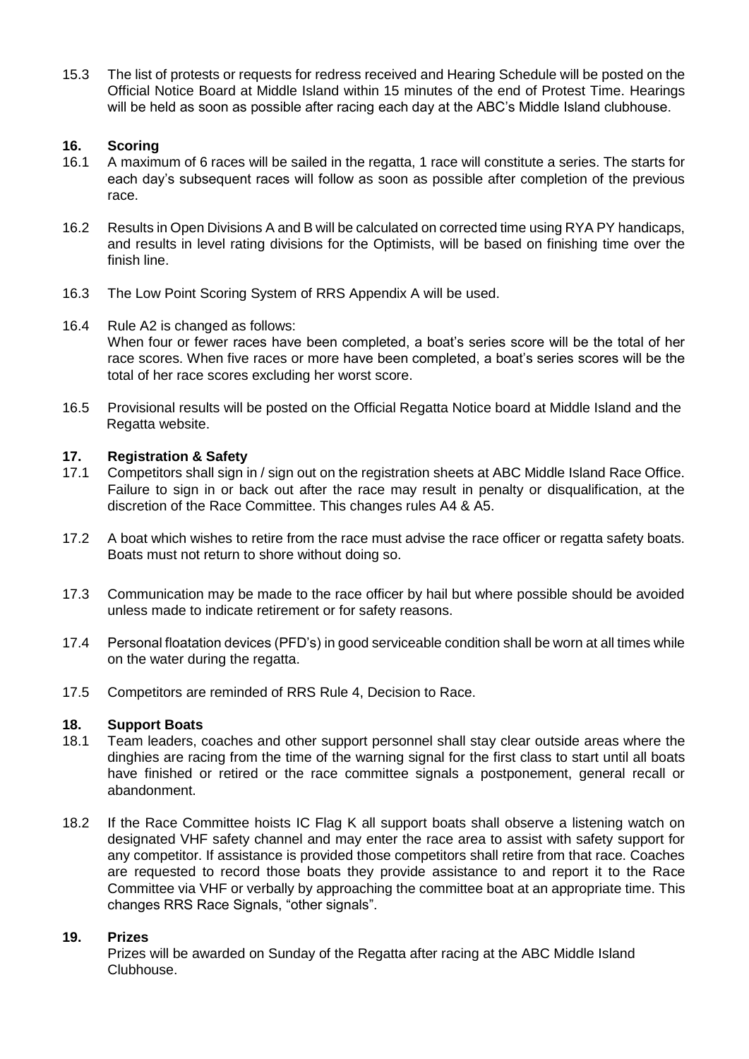15.3 The list of protests or requests for redress received and Hearing Schedule will be posted on the Official Notice Board at Middle Island within 15 minutes of the end of Protest Time. Hearings will be held as soon as possible after racing each day at the ABC's Middle Island clubhouse.

## 16. Scoring

16.1 A maximum of 6 races will be sailed in the regatta, 1 race will constitute a series. The starts for each day's subsequent races will follow as soon as possible after completion of the previous race.

16.2 Results in Open Divisions A and B will be calculated on corrected time using RYA PY handicaps, and results in level rating divisions for the Optimists, will be based on finishing time over the finish line.

16.3 The Low Point Scoring System of RRS Appendix A will be used.

16.4 Rule A2 is changed as follows:
When four or fewer races have been completed, a boat's series score will be the total of her race scores. When five races or more have been completed, a boat's series scores will be the total of her race scores excluding her worst score.

16.5 Provisional results will be posted on the Official Regatta Notice board at Middle Island and the Regatta website.

## 17. Registration & Safety

17.1 Competitors shall sign in / sign out on the registration sheets at ABC Middle Island Race Office. Failure to sign in or back out after the race may result in penalty or disqualification, at the discretion of the Race Committee. This changes rules A4 & A5.

17.2 A boat which wishes to retire from the race must advise the race officer or regatta safety boats. Boats must not return to shore without doing so.

17.3 Communication may be made to the race officer by hail but where possible should be avoided unless made to indicate retirement or for safety reasons.

17.4 Personal floatation devices (PFD's) in good serviceable condition shall be worn at all times while on the water during the regatta.

17.5 Competitors are reminded of RRS Rule 4, Decision to Race.

## 18. Support Boats

18.1 Team leaders, coaches and other support personnel shall stay clear outside areas where the dinghies are racing from the time of the warning signal for the first class to start until all boats have finished or retired or the race committee signals a postponement, general recall or abandonment.

18.2 If the Race Committee hoists IC Flag K all support boats shall observe a listening watch on designated VHF safety channel and may enter the race area to assist with safety support for any competitor. If assistance is provided those competitors shall retire from that race. Coaches are requested to record those boats they provide assistance to and report it to the Race Committee via VHF or verbally by approaching the committee boat at an appropriate time. This changes RRS Race Signals, "other signals".

## 19. Prizes

Prizes will be awarded on Sunday of the Regatta after racing at the ABC Middle Island Clubhouse.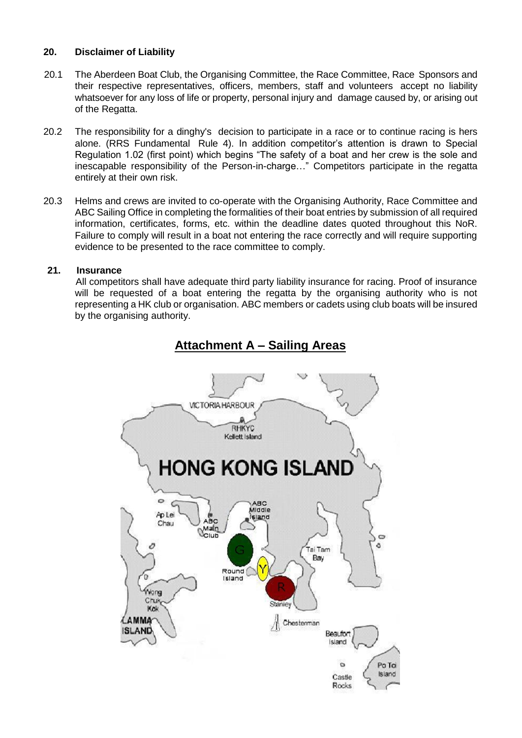## 20. Disclaimer of Liability

20.1 The Aberdeen Boat Club, the Organising Committee, the Race Committee, Race Sponsors and their respective representatives, officers, members, staff and volunteers accept no liability whatsoever for any loss of life or property, personal injury and damage caused by, or arising out of the Regatta.

20.2 The responsibility for a dinghy's decision to participate in a race or to continue racing is hers alone. (RRS Fundamental Rule 4). In addition competitor's attention is drawn to Special Regulation 1.02 (first point) which begins "The safety of a boat and her crew is the sole and inescapable responsibility of the Person-in-charge…" Competitors participate in the regatta entirely at their own risk.

20.3 Helms and crews are invited to co-operate with the Organising Authority, Race Committee and ABC Sailing Office in completing the formalities of their boat entries by submission of all required information, certificates, forms, etc. within the deadline dates quoted throughout this NoR. Failure to comply will result in a boat not entering the race correctly and will require supporting evidence to be presented to the race committee to comply.

## 21. Insurance

All competitors shall have adequate third party liability insurance for racing. Proof of insurance will be requested of a boat entering the regatta by the organising authority who is not representing a HK club or organisation. ABC members or cadets using club boats will be insured by the organising authority.

# Attachment A – Sailing Areas

VICTORIA HARBOUR

RHKYC Kellett Island

HONG KONG ISLAND

Ap Lei Chau

ABC Main Club

ABC Middle Island

G

Y

R

Round Island

Tai Tam Bay

Stanley

Wong Chuk Kok

LAMMA ISLAND

Chesterman

Beaufort Island

Castle Rocks

Po Toi Island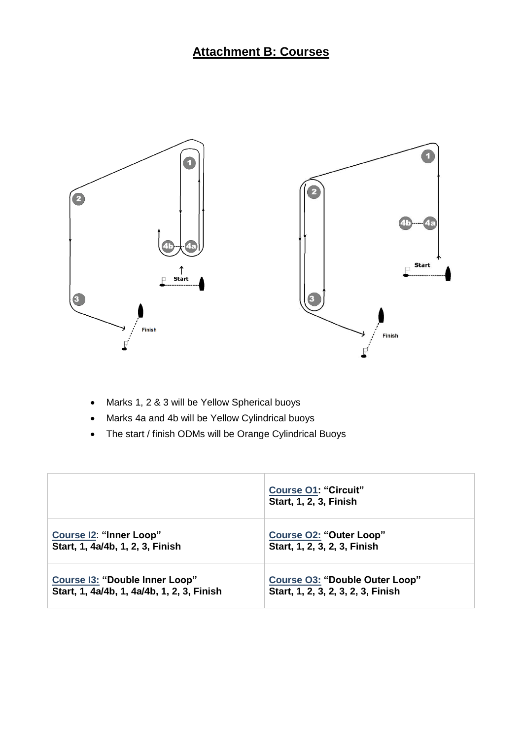# Attachment B: Courses

1
2
4b
4a
Start
3
Finish

1
2
4b
4a
Start
3
Finish

- Marks 1, 2 & 3 will be Yellow Spherical buoys
- Marks 4a and 4b will be Yellow Cylindrical buoys
- The start / finish ODMs will be Orange Cylindrical Buoys

| | |
|---|---|
| | **Course O1: "Circuit"**<br>**Start, 1, 2, 3, Finish** |
| **Course I2: "Inner Loop"**<br>**Start, 1, 4a/4b, 1, 2, 3, Finish** | **Course O2: "Outer Loop"**<br>**Start, 1, 2, 3, 2, 3, Finish** |
| **Course I3: "Double Inner Loop"**<br>**Start, 1, 4a/4b, 1, 4a/4b, 1, 2, 3, Finish** | **Course O3: "Double Outer Loop"**<br>**Start, 1, 2, 3, 2, 3, 2, 3, Finish** |